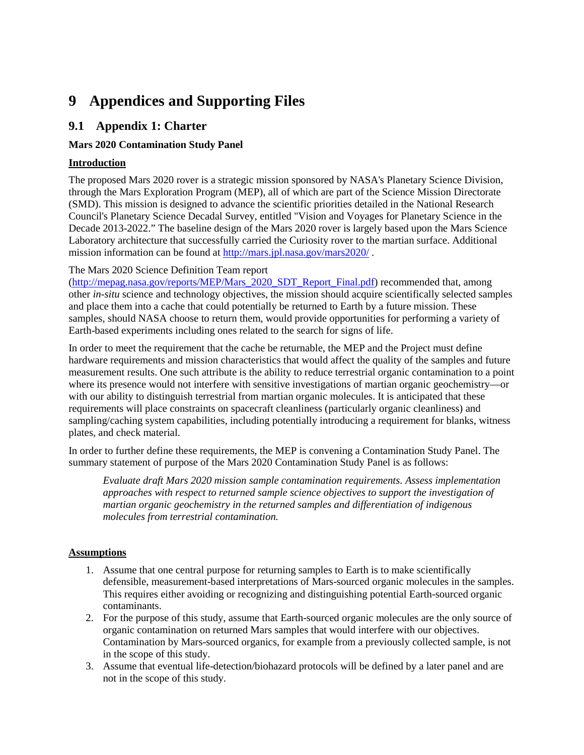# 9 Appendices and Supporting Files

## 9.1 Appendix 1: Charter

**Mars 2020 Contamination Study Panel**

**Introduction**

The proposed Mars 2020 rover is a strategic mission sponsored by NASA's Planetary Science Division, through the Mars Exploration Program (MEP), all of which are part of the Science Mission Directorate (SMD). This mission is designed to advance the scientific priorities detailed in the National Research Council's Planetary Science Decadal Survey, entitled "Vision and Voyages for Planetary Science in the Decade 2013-2022." The baseline design of the Mars 2020 rover is largely based upon the Mars Science Laboratory architecture that successfully carried the Curiosity rover to the martian surface. Additional mission information can be found at http://mars.jpl.nasa.gov/mars2020/ .

The Mars 2020 Science Definition Team report (http://mepag.nasa.gov/reports/MEP/Mars_2020_SDT_Report_Final.pdf) recommended that, among other *in-situ* science and technology objectives, the mission should acquire scientifically selected samples and place them into a cache that could potentially be returned to Earth by a future mission. These samples, should NASA choose to return them, would provide opportunities for performing a variety of Earth-based experiments including ones related to the search for signs of life.

In order to meet the requirement that the cache be returnable, the MEP and the Project must define hardware requirements and mission characteristics that would affect the quality of the samples and future measurement results. One such attribute is the ability to reduce terrestrial organic contamination to a point where its presence would not interfere with sensitive investigations of martian organic geochemistry—or with our ability to distinguish terrestrial from martian organic molecules. It is anticipated that these requirements will place constraints on spacecraft cleanliness (particularly organic cleanliness) and sampling/caching system capabilities, including potentially introducing a requirement for blanks, witness plates, and check material.

In order to further define these requirements, the MEP is convening a Contamination Study Panel. The summary statement of purpose of the Mars 2020 Contamination Study Panel is as follows:

> *Evaluate draft Mars 2020 mission sample contamination requirements. Assess implementation approaches with respect to returned sample science objectives to support the investigation of martian organic geochemistry in the returned samples and differentiation of indigenous molecules from terrestrial contamination.*

**Assumptions**

1. Assume that one central purpose for returning samples to Earth is to make scientifically defensible, measurement-based interpretations of Mars-sourced organic molecules in the samples. This requires either avoiding or recognizing and distinguishing potential Earth-sourced organic contaminants.
2. For the purpose of this study, assume that Earth-sourced organic molecules are the only source of organic contamination on returned Mars samples that would interfere with our objectives. Contamination by Mars-sourced organics, for example from a previously collected sample, is not in the scope of this study.
3. Assume that eventual life-detection/biohazard protocols will be defined by a later panel and are not in the scope of this study.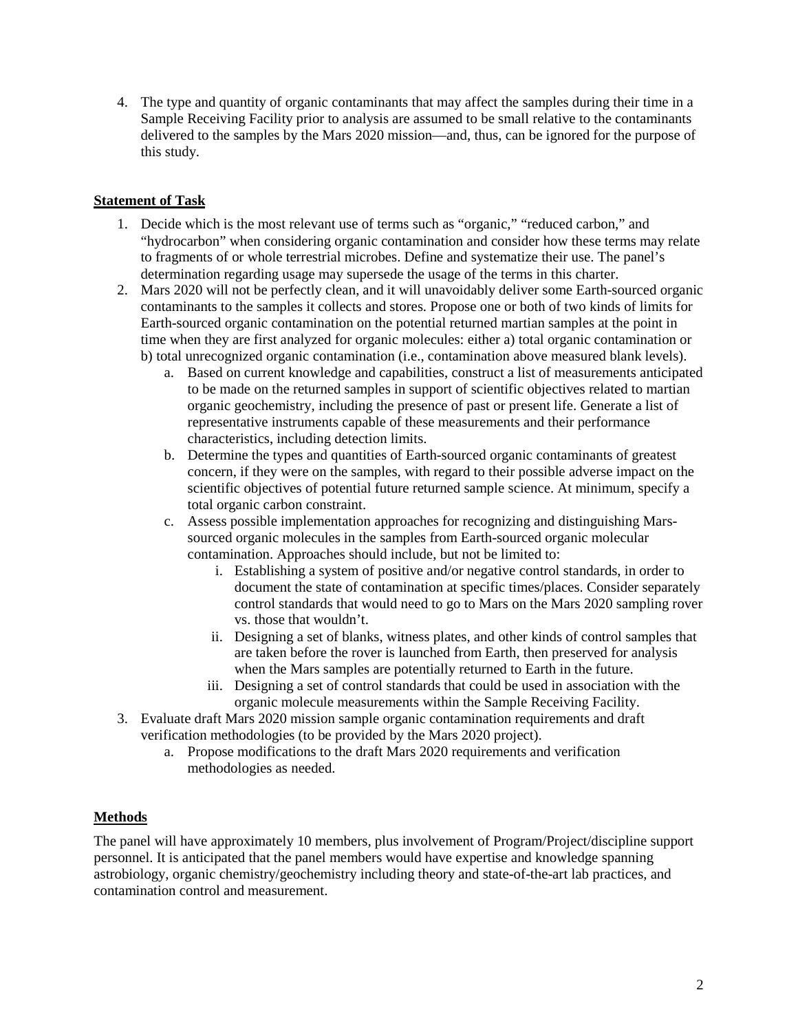4. The type and quantity of organic contaminants that may affect the samples during their time in a Sample Receiving Facility prior to analysis are assumed to be small relative to the contaminants delivered to the samples by the Mars 2020 mission—and, thus, can be ignored for the purpose of this study.

## Statement of Task

1. Decide which is the most relevant use of terms such as "organic," "reduced carbon," and "hydrocarbon" when considering organic contamination and consider how these terms may relate to fragments of or whole terrestrial microbes. Define and systematize their use. The panel's determination regarding usage may supersede the usage of the terms in this charter.
2. Mars 2020 will not be perfectly clean, and it will unavoidably deliver some Earth-sourced organic contaminants to the samples it collects and stores. Propose one or both of two kinds of limits for Earth-sourced organic contamination on the potential returned martian samples at the point in time when they are first analyzed for organic molecules: either a) total organic contamination or b) total unrecognized organic contamination (i.e., contamination above measured blank levels).
    a. Based on current knowledge and capabilities, construct a list of measurements anticipated to be made on the returned samples in support of scientific objectives related to martian organic geochemistry, including the presence of past or present life. Generate a list of representative instruments capable of these measurements and their performance characteristics, including detection limits.
    b. Determine the types and quantities of Earth-sourced organic contaminants of greatest concern, if they were on the samples, with regard to their possible adverse impact on the scientific objectives of potential future returned sample science. At minimum, specify a total organic carbon constraint.
    c. Assess possible implementation approaches for recognizing and distinguishing Mars-sourced organic molecules in the samples from Earth-sourced organic molecular contamination. Approaches should include, but not be limited to:
        i. Establishing a system of positive and/or negative control standards, in order to document the state of contamination at specific times/places. Consider separately control standards that would need to go to Mars on the Mars 2020 sampling rover vs. those that wouldn't.
        ii. Designing a set of blanks, witness plates, and other kinds of control samples that are taken before the rover is launched from Earth, then preserved for analysis when the Mars samples are potentially returned to Earth in the future.
        iii. Designing a set of control standards that could be used in association with the organic molecule measurements within the Sample Receiving Facility.
3. Evaluate draft Mars 2020 mission sample organic contamination requirements and draft verification methodologies (to be provided by the Mars 2020 project).
    a. Propose modifications to the draft Mars 2020 requirements and verification methodologies as needed.

## Methods

The panel will have approximately 10 members, plus involvement of Program/Project/discipline support personnel. It is anticipated that the panel members would have expertise and knowledge spanning astrobiology, organic chemistry/geochemistry including theory and state-of-the-art lab practices, and contamination control and measurement.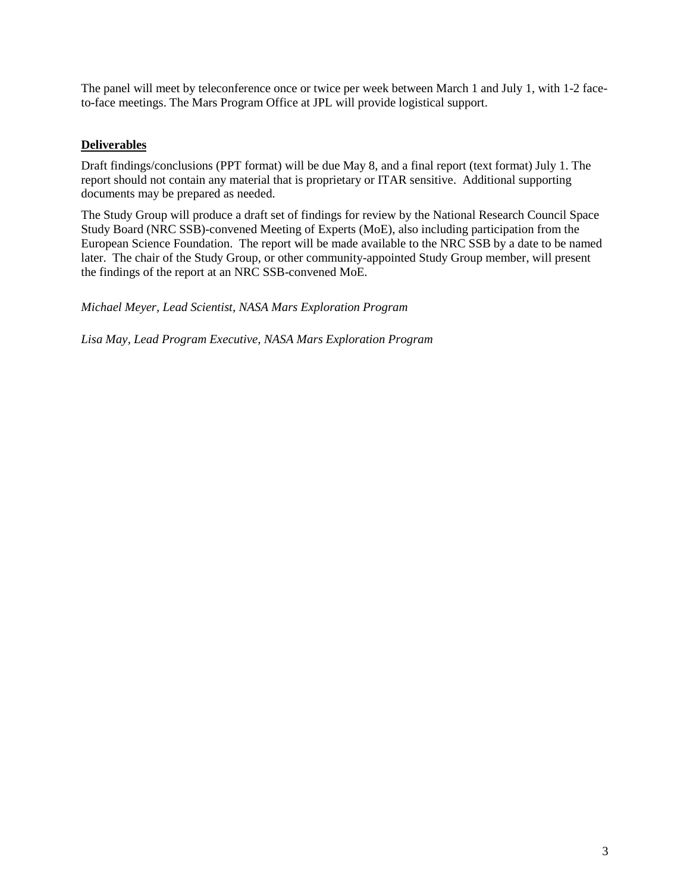The panel will meet by teleconference once or twice per week between March 1 and July 1, with 1-2 face-to-face meetings. The Mars Program Office at JPL will provide logistical support.

## **Deliverables**

Draft findings/conclusions (PPT format) will be due May 8, and a final report (text format) July 1. The report should not contain any material that is proprietary or ITAR sensitive. Additional supporting documents may be prepared as needed.

The Study Group will produce a draft set of findings for review by the National Research Council Space Study Board (NRC SSB)-convened Meeting of Experts (MoE), also including participation from the European Science Foundation. The report will be made available to the NRC SSB by a date to be named later. The chair of the Study Group, or other community-appointed Study Group member, will present the findings of the report at an NRC SSB-convened MoE.

*Michael Meyer, Lead Scientist, NASA Mars Exploration Program*

*Lisa May, Lead Program Executive, NASA Mars Exploration Program*